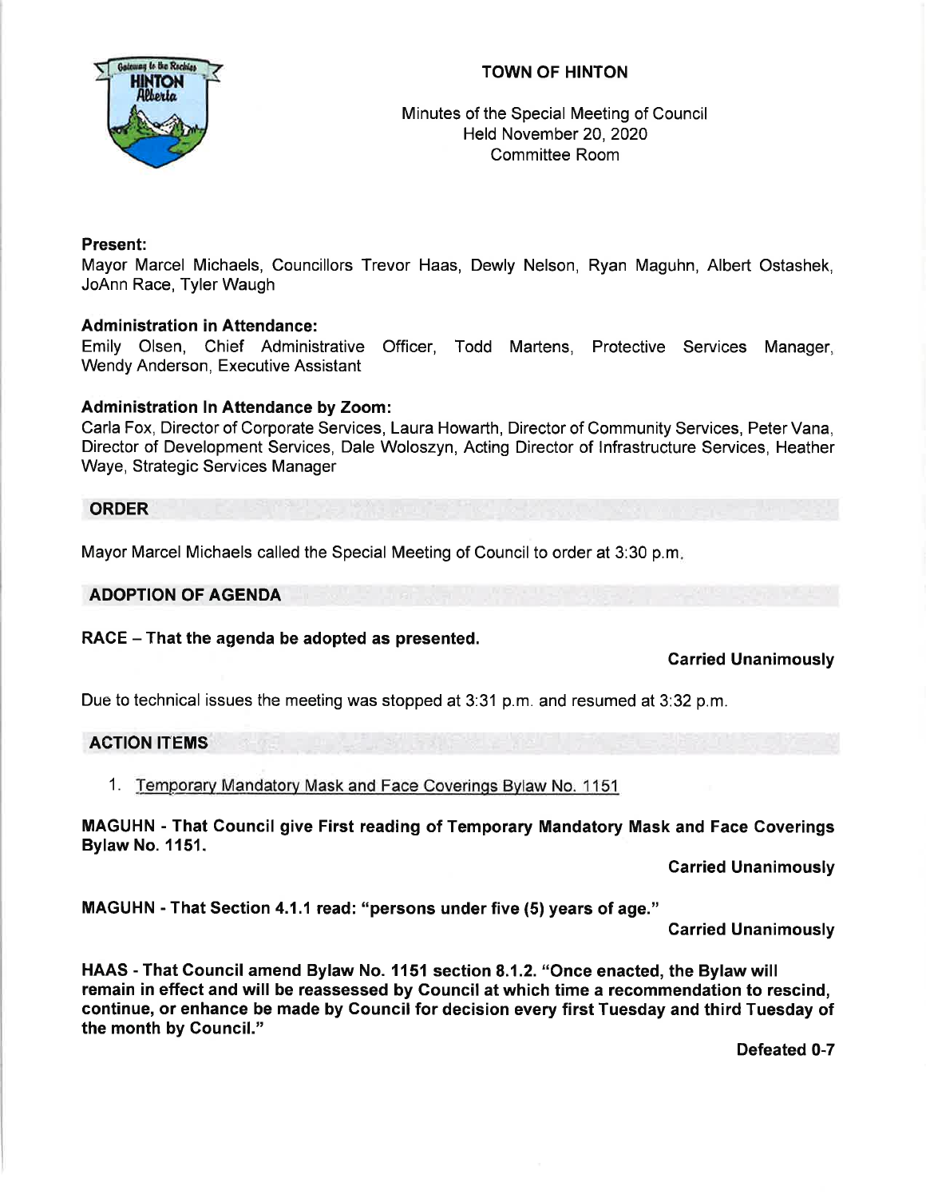# TOWN OF HINTON

Minutes of the Special Meeting of Council
Held November 20, 2020
Committee Room

**Present:**
Mayor Marcel Michaels, Councillors Trevor Haas, Dewly Nelson, Ryan Maguhn, Albert Ostashek, JoAnn Race, Tyler Waugh

**Administration in Attendance:**
Emily Olsen, Chief Administrative Officer, Todd Martens, Protective Services Manager, Wendy Anderson, Executive Assistant

**Administration In Attendance by Zoom:**
Carla Fox, Director of Corporate Services, Laura Howarth, Director of Community Services, Peter Vana, Director of Development Services, Dale Woloszyn, Acting Director of Infrastructure Services, Heather Waye, Strategic Services Manager

## ORDER

Mayor Marcel Michaels called the Special Meeting of Council to order at 3:30 p.m.

## ADOPTION OF AGENDA

**RACE – That the agenda be adopted as presented.**

**Carried Unanimously**

Due to technical issues the meeting was stopped at 3:31 p.m. and resumed at 3:32 p.m.

## ACTION ITEMS

1. Temporary Mandatory Mask and Face Coverings Bylaw No. 1151

**MAGUHN - That Council give First reading of Temporary Mandatory Mask and Face Coverings Bylaw No. 1151.**

**Carried Unanimously**

**MAGUHN - That Section 4.1.1 read: "persons under five (5) years of age."**

**Carried Unanimously**

**HAAS - That Council amend Bylaw No. 1151 section 8.1.2. "Once enacted, the Bylaw will remain in effect and will be reassessed by Council at which time a recommendation to rescind, continue, or enhance be made by Council for decision every first Tuesday and third Tuesday of the month by Council."**

**Defeated 0-7**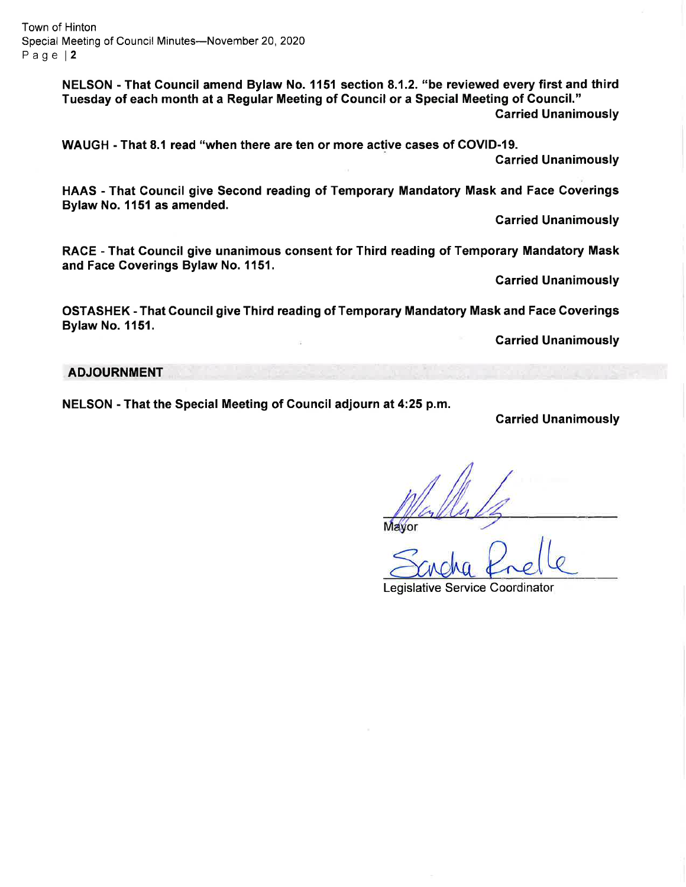**NELSON - That Council amend Bylaw No. 1151 section 8.1.2. "be reviewed every first and third Tuesday of each month at a Regular Meeting of Council or a Special Meeting of Council."**

**Carried Unanimously**

**WAUGH - That 8.1 read "when there are ten or more active cases of COVID-19.**

**Carried Unanimously**

**HAAS - That Council give Second reading of Temporary Mandatory Mask and Face Coverings Bylaw No. 1151 as amended.**

**Carried Unanimously**

**RACE - That Council give unanimous consent for Third reading of Temporary Mandatory Mask and Face Coverings Bylaw No. 1151.**

**Carried Unanimously**

**OSTASHEK - That Council give Third reading of Temporary Mandatory Mask and Face Coverings Bylaw No. 1151.**

**Carried Unanimously**

## ADJOURNMENT

**NELSON - That the Special Meeting of Council adjourn at 4:25 p.m.**

**Carried Unanimously**

Mayor

Legislative Service Coordinator